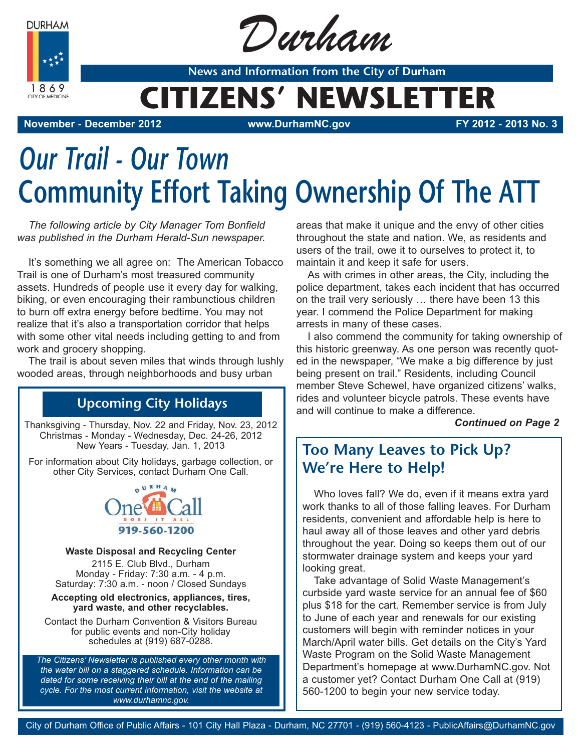# Durham

News and Information from the City of Durham

# CITIZENS' NEWSLETTER

**November - December 2012** **www.DurhamNC.gov** **FY 2012 - 2013 No. 3**

# *Our Trail - Our Town*
# Community Effort Taking Ownership Of The ATT

*The following article by City Manager Tom Bonfield was published in the Durham Herald-Sun newspaper.*

It's something we all agree on: The American Tobacco Trail is one of Durham's most treasured community assets. Hundreds of people use it every day for walking, biking, or even encouraging their rambunctious children to burn off extra energy before bedtime. You may not realize that it's also a transportation corridor that helps with some other vital needs including getting to and from work and grocery shopping.

The trail is about seven miles that winds through lushly wooded areas, through neighborhoods and busy urban areas that make it unique and the envy of other cities throughout the state and nation. We, as residents and users of the trail, owe it to ourselves to protect it, to maintain it and keep it safe for users.

As with crimes in other areas, the City, including the police department, takes each incident that has occurred on the trail very seriously … there have been 13 this year. I commend the Police Department for making arrests in many of these cases.

I also commend the community for taking ownership of this historic greenway. As one person was recently quoted in the newspaper, "We make a big difference by just being present on trail." Residents, including Council member Steve Schewel, have organized citizens' walks, rides and volunteer bicycle patrols. These events have and will continue to make a difference.

***Continued on Page 2***

## Upcoming City Holidays

Thanksgiving - Thursday, Nov. 22 and Friday, Nov. 23, 2012
Christmas - Monday - Wednesday, Dec. 24-26, 2012
New Years - Tuesday, Jan. 1, 2013

For information about City holidays, garbage collection, or other City Services, contact Durham One Call.

Durham One Call Does It All 919-560-1200

**Waste Disposal and Recycling Center**

2115 E. Club Blvd., Durham
Monday - Friday: 7:30 a.m. - 4 p.m.
Saturday: 7:30 a.m. - noon / Closed Sundays

**Accepting old electronics, appliances, tires, yard waste, and other recyclables.**

Contact the Durham Convention & Visitors Bureau for public events and non-City holiday schedules at (919) 687-0288.

*The Citizens' Newsletter is published every other month with the water bill on a staggered schedule. Information can be dated for some receiving their bill at the end of the mailing cycle. For the most current information, visit the website at www.durhamnc.gov.*

## Too Many Leaves to Pick Up? We're Here to Help!

Who loves fall? We do, even if it means extra yard work thanks to all of those falling leaves. For Durham residents, convenient and affordable help is here to haul away all of those leaves and other yard debris throughout the year. Doing so keeps them out of our stormwater drainage system and keeps your yard looking great.

Take advantage of Solid Waste Management's curbside yard waste service for an annual fee of $60 plus $18 for the cart. Remember service is from July to June of each year and renewals for our existing customers will begin with reminder notices in your March/April water bills. Get details on the City's Yard Waste Program on the Solid Waste Management Department's homepage at www.DurhamNC.gov. Not a customer yet? Contact Durham One Call at (919) 560-1200 to begin your new service today.

City of Durham Office of Public Affairs - 101 City Hall Plaza - Durham, NC 27701 - (919) 560-4123 - PublicAffairs@DurhamNC.gov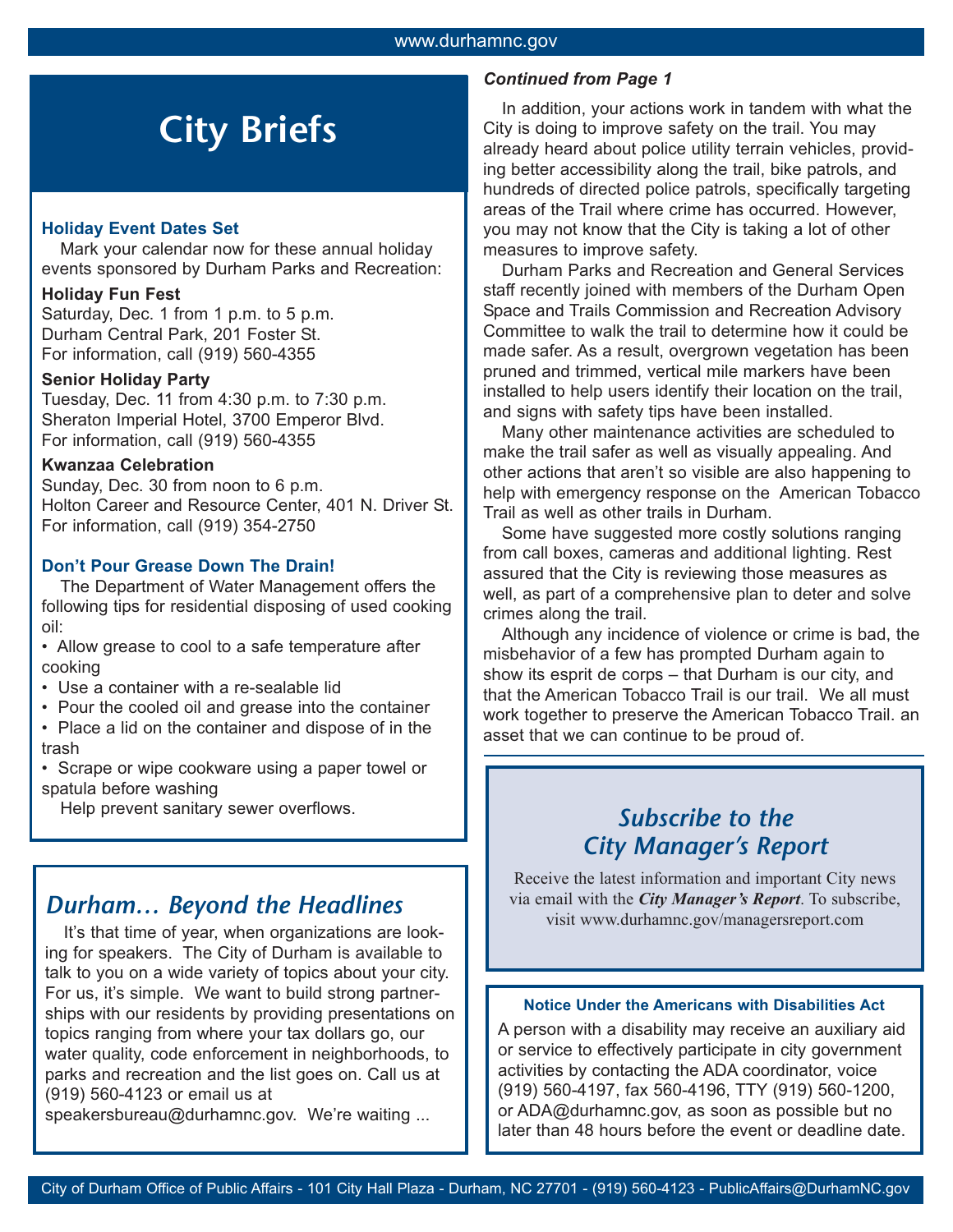# City Briefs

### Holiday Event Dates Set

Mark your calendar now for these annual holiday events sponsored by Durham Parks and Recreation:

**Holiday Fun Fest**
Saturday, Dec. 1 from 1 p.m. to 5 p.m.
Durham Central Park, 201 Foster St.
For information, call (919) 560-4355

**Senior Holiday Party**
Tuesday, Dec. 11 from 4:30 p.m. to 7:30 p.m.
Sheraton Imperial Hotel, 3700 Emperor Blvd.
For information, call (919) 560-4355

**Kwanzaa Celebration**
Sunday, Dec. 30 from noon to 6 p.m.
Holton Career and Resource Center, 401 N. Driver St.
For information, call (919) 354-2750

### Don't Pour Grease Down The Drain!

The Department of Water Management offers the following tips for residential disposing of used cooking oil:

- Allow grease to cool to a safe temperature after cooking
- Use a container with a re-sealable lid
- Pour the cooled oil and grease into the container
- Place a lid on the container and dispose of in the trash
- Scrape or wipe cookware using a paper towel or spatula before washing

Help prevent sanitary sewer overflows.

## *Durham… Beyond the Headlines*

It's that time of year, when organizations are looking for speakers. The City of Durham is available to talk to you on a wide variety of topics about your city. For us, it's simple. We want to build strong partnerships with our residents by providing presentations on topics ranging from where your tax dollars go, our water quality, code enforcement in neighborhoods, to parks and recreation and the list goes on. Call us at (919) 560-4123 or email us at speakersbureau@durhamnc.gov. We're waiting ...

***Continued from Page 1***

In addition, your actions work in tandem with what the City is doing to improve safety on the trail. You may already heard about police utility terrain vehicles, providing better accessibility along the trail, bike patrols, and hundreds of directed police patrols, specifically targeting areas of the Trail where crime has occurred. However, you may not know that the City is taking a lot of other measures to improve safety.

Durham Parks and Recreation and General Services staff recently joined with members of the Durham Open Space and Trails Commission and Recreation Advisory Committee to walk the trail to determine how it could be made safer. As a result, overgrown vegetation has been pruned and trimmed, vertical mile markers have been installed to help users identify their location on the trail, and signs with safety tips have been installed.

Many other maintenance activities are scheduled to make the trail safer as well as visually appealing. And other actions that aren't so visible are also happening to help with emergency response on the American Tobacco Trail as well as other trails in Durham.

Some have suggested more costly solutions ranging from call boxes, cameras and additional lighting. Rest assured that the City is reviewing those measures as well, as part of a comprehensive plan to deter and solve crimes along the trail.

Although any incidence of violence or crime is bad, the misbehavior of a few has prompted Durham again to show its esprit de corps – that Durham is our city, and that the American Tobacco Trail is our trail. We all must work together to preserve the American Tobacco Trail. an asset that we can continue to be proud of.

## *Subscribe to the City Manager's Report*

Receive the latest information and important City news via email with the ***City Manager's Report***. To subscribe, visit www.durhamnc.gov/managersreport.com

### Notice Under the Americans with Disabilities Act

A person with a disability may receive an auxiliary aid or service to effectively participate in city government activities by contacting the ADA coordinator, voice (919) 560-4197, fax 560-4196, TTY (919) 560-1200, or ADA@durhamnc.gov, as soon as possible but no later than 48 hours before the event or deadline date.

City of Durham Office of Public Affairs - 101 City Hall Plaza - Durham, NC 27701 - (919) 560-4123 - PublicAffairs@DurhamNC.gov